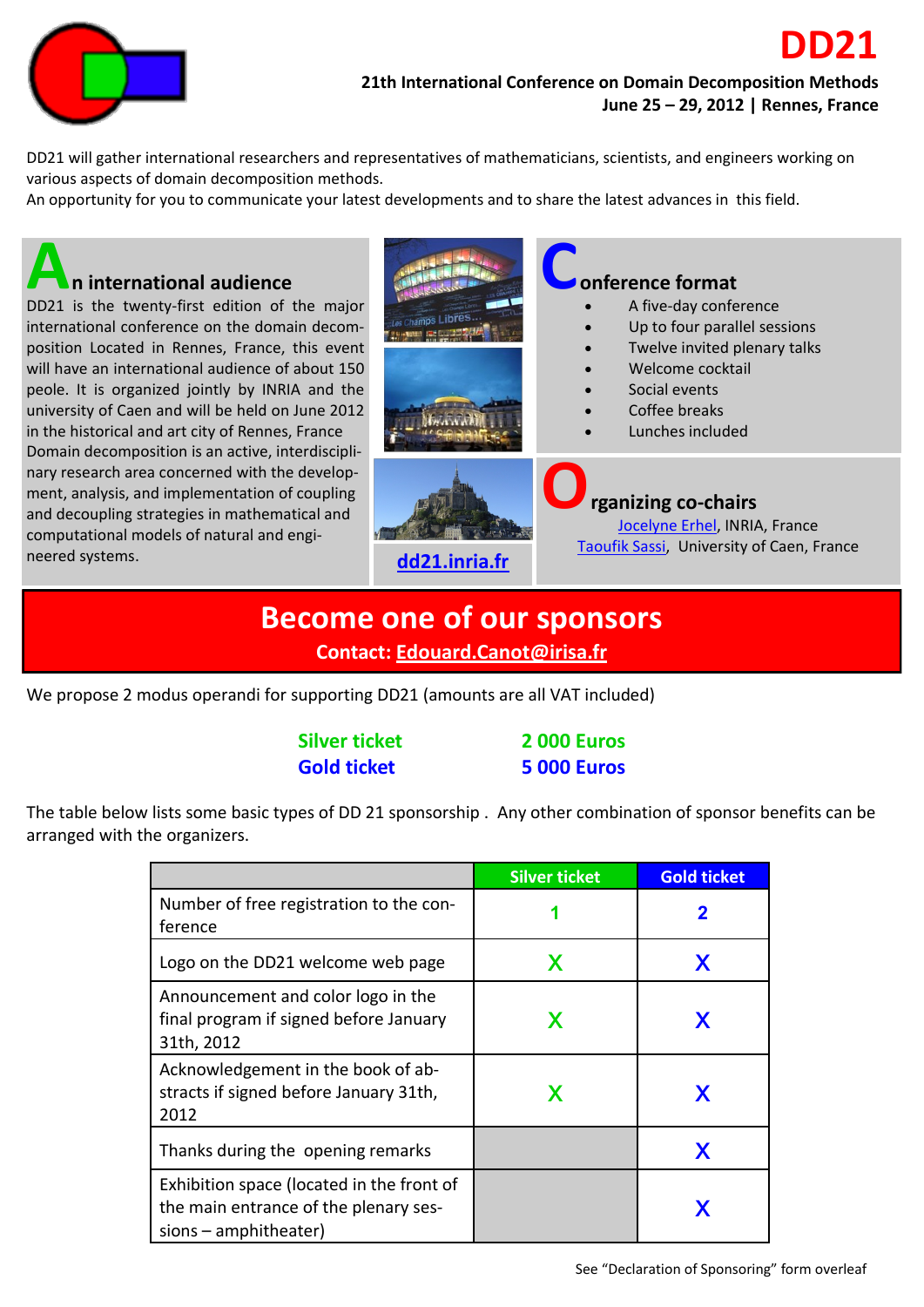# DD21

**21th International Conference on Domain Decomposition Methods**
**June 25 – 29, 2012 | Rennes, France**

DD21 will gather international researchers and representatives of mathematicians, scientists, and engineers working on various aspects of domain decomposition methods.
An opportunity for you to communicate your latest developments and to share the latest advances in this field.

## An international audience

DD21 is the twenty-first edition of the major international conference on the domain decomposition. Located in Rennes, France, this event will have an international audience of about 150 peole. It is organized jointly by INRIA and the university of Caen and will be held on June 2012 in the historical and art city of Rennes, France
Domain decomposition is an active, interdisciplinary research area concerned with the development, analysis, and implementation of coupling and decoupling strategies in mathematical and computational models of natural and engineered systems.

**dd21.inria.fr**

## Conference format

- A five-day conference
- Up to four parallel sessions
- Twelve invited plenary talks
- Welcome cocktail
- Social events
- Coffee breaks
- Lunches included

## Organizing co-chairs

Jocelyne Erhel, INRIA, France
Taoufik Sassi, University of Caen, France

## Become one of our sponsors

**Contact: Edouard.Canot@irisa.fr**

We propose 2 modus operandi for supporting DD21 (amounts are all VAT included)

| | |
|---|---|
| **Silver ticket** | **2 000 Euros** |
| **Gold ticket** | **5 000 Euros** |

The table below lists some basic types of DD 21 sponsorship . Any other combination of sponsor benefits can be arranged with the organizers.

| | Silver ticket | Gold ticket |
|---|---|---|
| Number of free registration to the conference | 1 | 2 |
| Logo on the DD21 welcome web page | X | X |
| Announcement and color logo in the final program if signed before January 31th, 2012 | X | X |
| Acknowledgement in the book of abstracts if signed before January 31th, 2012 | X | X |
| Thanks during the opening remarks | | X |
| Exhibition space (located in the front of the main entrance of the plenary sessions – amphitheater) | | X |

See "Declaration of Sponsoring" form overleaf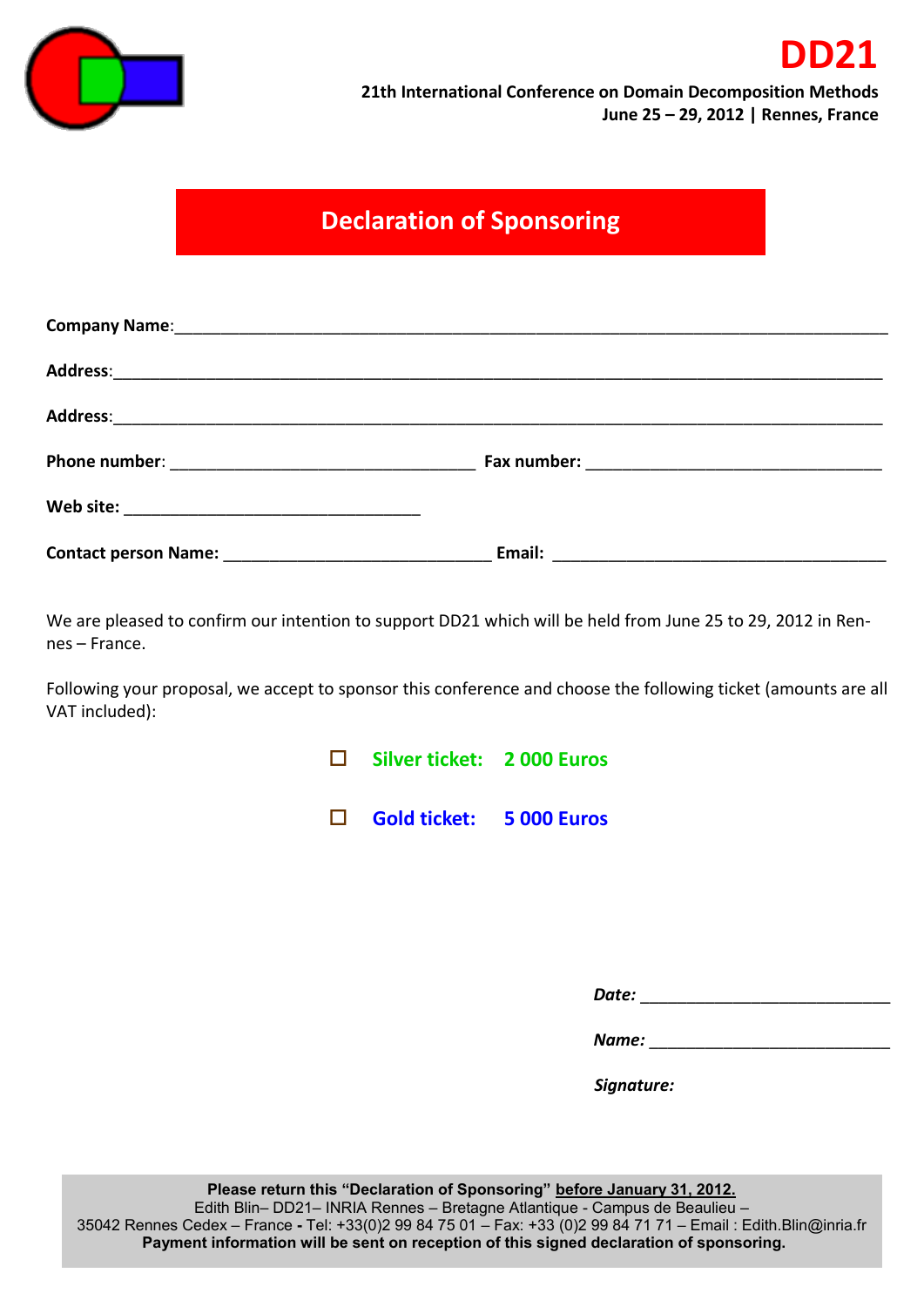**DD21**

**21th International Conference on Domain Decomposition Methods**
**June 25 – 29, 2012 | Rennes, France**

# Declaration of Sponsoring

**Company Name**:______________________________________________________________________

**Address**:__________________________________________________________________________

**Address**:__________________________________________________________________________

**Phone number**: _________________________________ **Fax number**: ________________________________

**Web site**: ________________________________

**Contact person Name**: _____________________________ **Email**: ____________________________________

We are pleased to confirm our intention to support DD21 which will be held from June 25 to 29, 2012 in Rennes – France.

Following your proposal, we accept to sponsor this conference and choose the following ticket (amounts are all VAT included):

- ☐ **Silver ticket: 2 000 Euros**
- ☐ **Gold ticket: 5 000 Euros**

***Date:*** ___________________________

***Name:*** __________________________

***Signature:***

**Please return this "Declaration of Sponsoring" before January 31, 2012.**
Edith Blin– DD21– INRIA Rennes – Bretagne Atlantique - Campus de Beaulieu – 35042 Rennes Cedex – France - Tel: +33(0)2 99 84 75 01 – Fax: +33 (0)2 99 84 71 71 – Email : Edith.Blin@inria.fr
**Payment information will be sent on reception of this signed declaration of sponsoring.**